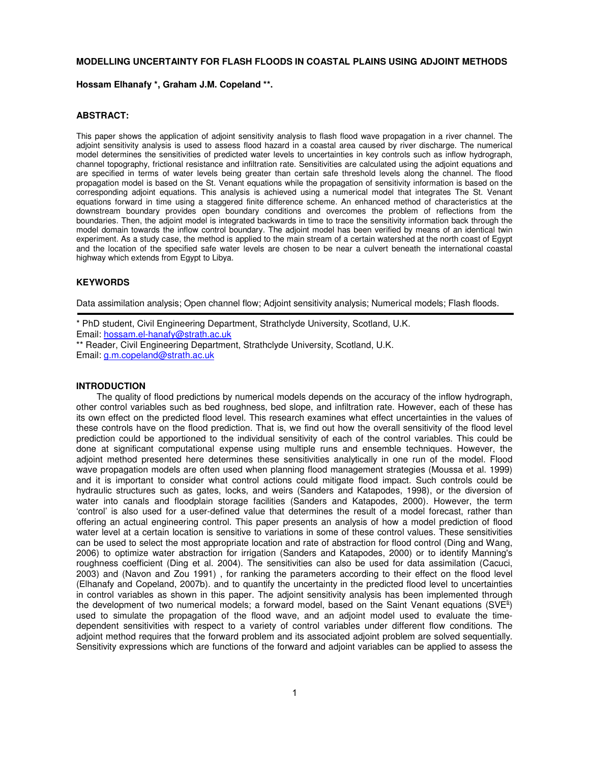**MODELLING UNCERTAINTY FOR FLASH FLOODS IN COASTAL PLAINS USING ADJOINT METHODS**

**Hossam Elhanafy \*, Graham J.M. Copeland \*\*.**

## ABSTRACT:

This paper shows the application of adjoint sensitivity analysis to flash flood wave propagation in a river channel. The adjoint sensitivity analysis is used to assess flood hazard in a coastal area caused by river discharge. The numerical model determines the sensitivities of predicted water levels to uncertainties in key controls such as inflow hydrograph, channel topography, frictional resistance and infiltration rate. Sensitivities are calculated using the adjoint equations and are specified in terms of water levels being greater than certain safe threshold levels along the channel. The flood propagation model is based on the St. Venant equations while the propagation of sensitivity information is based on the corresponding adjoint equations. This analysis is achieved using a numerical model that integrates The St. Venant equations forward in time using a staggered finite difference scheme. An enhanced method of characteristics at the downstream boundary provides open boundary conditions and overcomes the problem of reflections from the boundaries. Then, the adjoint model is integrated backwards in time to trace the sensitivity information back through the model domain towards the inflow control boundary. The adjoint model has been verified by means of an identical twin experiment. As a study case, the method is applied to the main stream of a certain watershed at the north coast of Egypt and the location of the specified safe water levels are chosen to be near a culvert beneath the international coastal highway which extends from Egypt to Libya.

## KEYWORDS

Data assimilation analysis; Open channel flow; Adjoint sensitivity analysis; Numerical models; Flash floods.

---

\* PhD student, Civil Engineering Department, Strathclyde University, Scotland, U.K.
Email: hossam.el-hanafy@strath.ac.uk
\*\* Reader, Civil Engineering Department, Strathclyde University, Scotland, U.K.
Email: g.m.copeland@strath.ac.uk

## INTRODUCTION

The quality of flood predictions by numerical models depends on the accuracy of the inflow hydrograph, other control variables such as bed roughness, bed slope, and infiltration rate. However, each of these has its own effect on the predicted flood level. This research examines what effect uncertainties in the values of these controls have on the flood prediction. That is, we find out how the overall sensitivity of the flood level prediction could be apportioned to the individual sensitivity of each of the control variables. This could be done at significant computational expense using multiple runs and ensemble techniques. However, the adjoint method presented here determines these sensitivities analytically in one run of the model. Flood wave propagation models are often used when planning flood management strategies (Moussa et al. 1999) and it is important to consider what control actions could mitigate flood impact. Such controls could be hydraulic structures such as gates, locks, and weirs (Sanders and Katapodes, 1998), or the diversion of water into canals and floodplain storage facilities (Sanders and Katapodes, 2000). However, the term 'control' is also used for a user-defined value that determines the result of a model forecast, rather than offering an actual engineering control. This paper presents an analysis of how a model prediction of flood water level at a certain location is sensitive to variations in some of these control values. These sensitivities can be used to select the most appropriate location and rate of abstraction for flood control (Ding and Wang, 2006) to optimize water abstraction for irrigation (Sanders and Katapodes, 2000) or to identify Manning's roughness coefficient (Ding et al. 2004). The sensitivities can also be used for data assimilation (Cacuci, 2003) and (Navon and Zou 1991) , for ranking the parameters according to their effect on the flood level (Elhanafy and Copeland, 2007b). and to quantify the uncertainty in the predicted flood level to uncertainties in control variables as shown in this paper. The adjoint sensitivity analysis has been implemented through the development of two numerical models; a forward model, based on the Saint Venant equations (SVE$^{s}$) used to simulate the propagation of the flood wave, and an adjoint model used to evaluate the time-dependent sensitivities with respect to a variety of control variables under different flow conditions. The adjoint method requires that the forward problem and its associated adjoint problem are solved sequentially. Sensitivity expressions which are functions of the forward and adjoint variables can be applied to assess the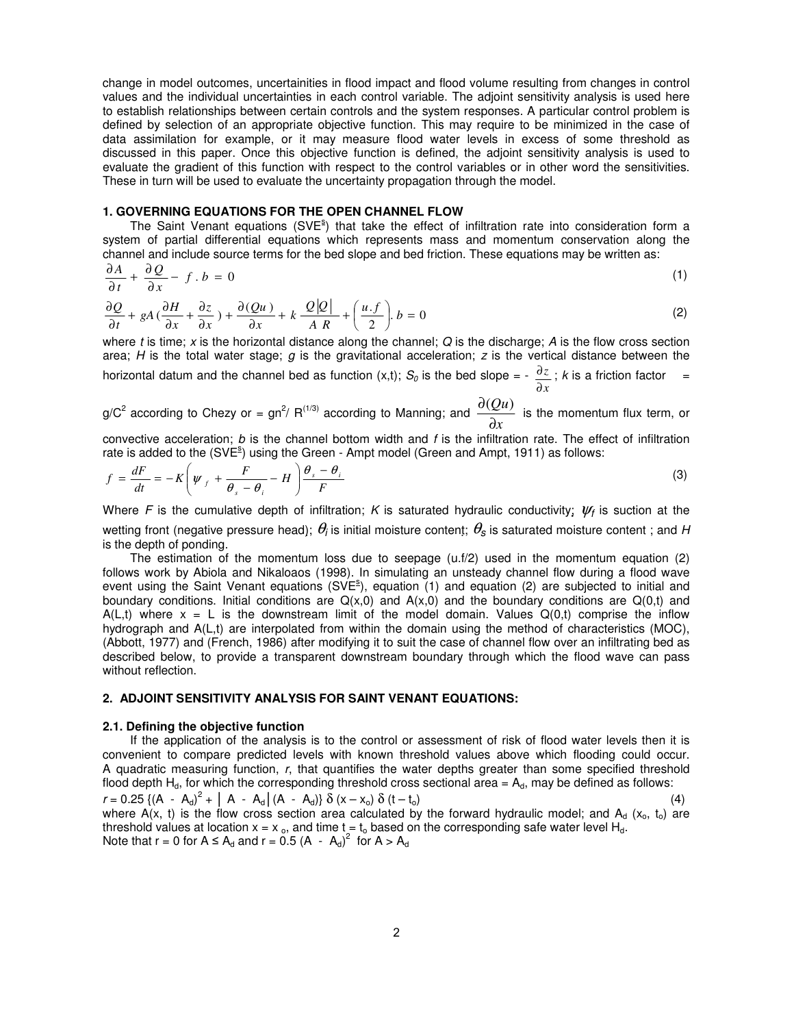change in model outcomes, uncertainities in flood impact and flood volume resulting from changes in control values and the individual uncertainties in each control variable. The adjoint sensitivity analysis is used here to establish relationships between certain controls and the system responses. A particular control problem is defined by selection of an appropriate objective function. This may require to be minimized in the case of data assimilation for example, or it may measure flood water levels in excess of some threshold as discussed in this paper. Once this objective function is defined, the adjoint sensitivity analysis is used to evaluate the gradient of this function with respect to the control variables or in other word the sensitivities. These in turn will be used to evaluate the uncertainty propagation through the model.

## 1. GOVERNING EQUATIONS FOR THE OPEN CHANNEL FLOW

The Saint Venant equations (SVE$^{s}$) that take the effect of infiltration rate into consideration form a system of partial differential equations which represents mass and momentum conservation along the channel and include source terms for the bed slope and bed friction. These equations may be written as:

$$\frac{\partial A}{\partial t} + \frac{\partial Q}{\partial x} - f \, . \, b = 0 \tag{1}$$

$$\frac{\partial Q}{\partial t} + gA\left(\frac{\partial H}{\partial x} + \frac{\partial z}{\partial x}\right) + \frac{\partial (Qu)}{\partial x} + k\,\frac{Q|Q|}{A\,R} + \left(\frac{u.f}{2}\right).\,b = 0 \tag{2}$$

where $t$ is time; $x$ is the horizontal distance along the channel; $Q$ is the discharge; $A$ is the flow cross section area; $H$ is the total water stage; $g$ is the gravitational acceleration; $z$ is the vertical distance between the horizontal datum and the channel bed as function (x,t); $S_0$ is the bed slope = - $\frac{\partial z}{\partial x}$ ; $k$ is a friction factor = $g/C^2$ according to Chezy or = $gn^2/ R^{(1/3)}$ according to Manning; and $\frac{\partial (Qu)}{\partial x}$ is the momentum flux term, or convective acceleration; $b$ is the channel bottom width and $f$ is the infiltration rate. The effect of infiltration rate is added to the (SVE$^{s}$) using the Green - Ampt model (Green and Ampt, 1911) as follows:

$$f = \frac{dF}{dt} = -K\left(\psi_f + \frac{F}{\theta_s - \theta_i} - H\right)\frac{\theta_s - \theta_i}{F} \tag{3}$$

Where $F$ is the cumulative depth of infiltration; $K$ is saturated hydraulic conductivity; $\psi_f$ is suction at the wetting front (negative pressure head); $\theta_i$ is initial moisture content; $\theta_s$ is saturated moisture content ; and $H$ is the depth of ponding.

The estimation of the momentum loss due to seepage (u.f/2) used in the momentum equation (2) follows work by Abiola and Nikaloaos (1998). In simulating an unsteady channel flow during a flood wave event using the Saint Venant equations (SVE$^{s}$), equation (1) and equation (2) are subjected to initial and boundary conditions. Initial conditions are Q(x,0) and A(x,0) and the boundary conditions are Q(0,t) and A(L,t) where x = L is the downstream limit of the model domain. Values Q(0,t) comprise the inflow hydrograph and A(L,t) are interpolated from within the domain using the method of characteristics (MOC), (Abbott, 1977) and (French, 1986) after modifying it to suit the case of channel flow over an infiltrating bed as described below, to provide a transparent downstream boundary through which the flood wave can pass without reflection.

## 2. ADJOINT SENSITIVITY ANALYSIS FOR SAINT VENANT EQUATIONS:

### 2.1. Defining the objective function

If the application of the analysis is to the control or assessment of risk of flood water levels then it is convenient to compare predicted levels with known threshold values above which flooding could occur. A quadratic measuring function, $r$, that quantifies the water depths greater than some specified threshold flood depth $H_d$, for which the corresponding threshold cross sectional area = $A_d$, may be defined as follows:

$$r = 0.25\,\{(A - A_d)^2 + |A - A_d|(A - A_d)\}\,\delta(x - x_o)\,\delta(t - t_o) \tag{4}$$

where A(x, t) is the flow cross section area calculated by the forward hydraulic model; and $A_d$ ($x_o$, $t_o$) are threshold values at location x = $x_o$, and time t = $t_o$ based on the corresponding safe water level $H_d$.

Note that r = 0 for $A \le A_d$ and $r = 0.5\,(A - A_d)^2$ for $A > A_d$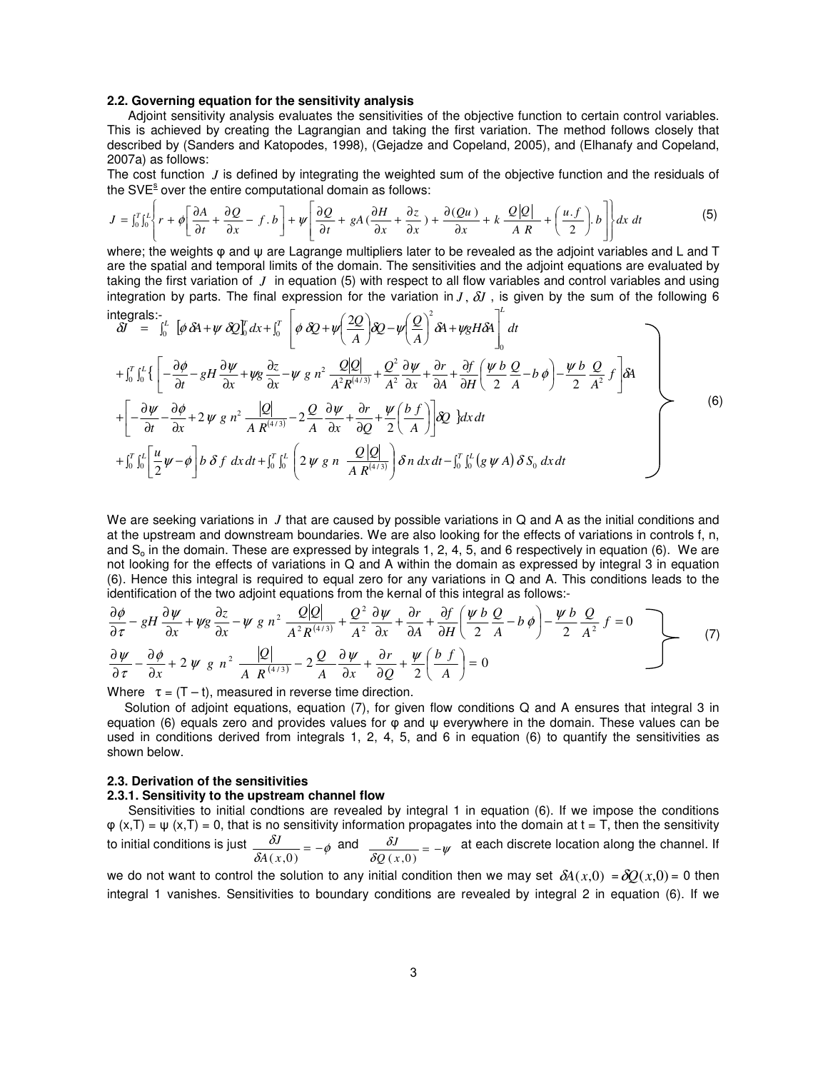### 2.2. Governing equation for the sensitivity analysis

Adjoint sensitivity analysis evaluates the sensitivities of the objective function to certain control variables. This is achieved by creating the Lagrangian and taking the first variation. The method follows closely that described by (Sanders and Katopodes, 1998), (Gejadze and Copeland, 2005), and (Elhanafy and Copeland, 2007a) as follows:

The cost function $J$ is defined by integrating the weighted sum of the objective function and the residuals of the SVE[§] over the entire computational domain as follows:

$$J = \int_0^T\int_0^L \left\{ r + \phi\left[\frac{\partial A}{\partial t} + \frac{\partial Q}{\partial x} - f.b\right] + \psi\left[\frac{\partial Q}{\partial t} + gA\left(\frac{\partial H}{\partial x} + \frac{\partial z}{\partial x}\right) + \frac{\partial (Qu)}{\partial x} + k\,\frac{Q|Q|}{A\,R} + \left(\frac{u.f}{2}\right).b\right]\right\} dx\,dt \tag{5}$$

where; the weights φ and ψ are Lagrange multipliers later to be revealed as the adjoint variables and L and T are the spatial and temporal limits of the domain. The sensitivities and the adjoint equations are evaluated by taking the first variation of $J$ in equation (5) with respect to all flow variables and control variables and using integration by parts. The final expression for the variation in $J$, $\delta J$, is given by the sum of the following 6 integrals:-

$$
\begin{aligned}
\delta J \;=\; & \int_0^L \left[\phi\,\delta A + \psi\,\delta Q\right]_0^T dx + \int_0^T \left[\phi\,\delta Q + \psi\left(\frac{2Q}{A}\right)\delta Q - \psi\left(\frac{Q}{A}\right)^2 \delta A + \psi g H \delta A\right]_0^L dt \\
& + \int_0^T\int_0^L \Bigg\{ \left[-\frac{\partial \phi}{\partial t} - gH\frac{\partial \psi}{\partial x} + \psi g\frac{\partial z}{\partial x} - \psi\, g\, n^2\,\frac{Q|Q|}{A^2 R^{(4/3)}} + \frac{Q^2}{A^2}\frac{\partial \psi}{\partial x} + \frac{\partial r}{\partial A} + \frac{\partial f}{\partial H}\left(\frac{\psi\, b}{2}\,\frac{Q}{A} - b\,\phi\right) - \frac{\psi\, b}{2}\,\frac{Q}{A^2}\, f\right]\delta A \\
& + \left[-\frac{\partial \psi}{\partial t} - \frac{\partial \phi}{\partial x} + 2\,\psi\, g\, n^2\,\frac{|Q|}{A\,R^{(4/3)}} - 2\,\frac{Q}{A}\,\frac{\partial \psi}{\partial x} + \frac{\partial r}{\partial Q} + \frac{\psi}{2}\left(\frac{b\,f}{A}\right)\right]\delta Q \Bigg\} dx\,dt \\
& + \int_0^T\int_0^L \left[\frac{u}{2}\psi - \phi\right] b\,\delta f\;dx\,dt + \int_0^T\int_0^L \left(2\,\psi\, g\, n\;\frac{Q|Q|}{A\,R^{(4/3)}}\right)\delta n\;dx\,dt - \int_0^T\int_0^L \left(g\,\psi\, A\right)\delta S_0\;dx\,dt
\end{aligned}
\tag{6}
$$

We are seeking variations in $J$ that are caused by possible variations in Q and A as the initial conditions and at the upstream and downstream boundaries. We are also looking for the effects of variations in controls f, n, and $S_o$ in the domain. These are expressed by integrals 1, 2, 4, 5, and 6 respectively in equation (6). We are not looking for the effects of variations in Q and A within the domain as expressed by integral 3 in equation (6). Hence this integral is required to equal zero for any variations in Q and A. This conditions leads to the identification of the two adjoint equations from the kernal of this integral as follows:-

$$
\begin{aligned}
& \frac{\partial \phi}{\partial \tau} - gH\frac{\partial \psi}{\partial x} + \psi g\frac{\partial z}{\partial x} - \psi\, g\, n^2\;\frac{Q|Q|}{A^2 R^{(4/3)}} + \frac{Q^2}{A^2}\frac{\partial \psi}{\partial x} + \frac{\partial r}{\partial A} + \frac{\partial f}{\partial H}\left(\frac{\psi\, b}{2}\,\frac{Q}{A} - b\,\phi\right) - \frac{\psi\, b}{2}\,\frac{Q}{A^2}\; f = 0 \\
& \frac{\partial \psi}{\partial \tau} - \frac{\partial \phi}{\partial x} + 2\;\psi\;\; g\;\, n^2\;\;\frac{|Q|}{A\;\; R^{(4/3)}} - 2\,\frac{Q}{A}\,\frac{\partial \psi}{\partial x} + \frac{\partial r}{\partial Q} + \frac{\psi}{2}\left(\frac{b\;\, f}{A}\right) = 0
\end{aligned}
\tag{7}
$$

Where τ = (T – t), measured in reverse time direction.

Solution of adjoint equations, equation (7), for given flow conditions Q and A ensures that integral 3 in equation (6) equals zero and provides values for φ and ψ everywhere in the domain. These values can be used in conditions derived from integrals 1, 2, 4, 5, and 6 in equation (6) to quantify the sensitivities as shown below.

### 2.3. Derivation of the sensitivities

#### 2.3.1. Sensitivity to the upstream channel flow

Sensitivities to initial condtions are revealed by integral 1 in equation (6). If we impose the conditions φ (x,T) = ψ (x,T) = 0, that is no sensitivity information propagates into the domain at t = T, then the sensitivity to initial conditions is just $\frac{\delta J}{\delta A(x,0)} = -\phi$ and $\frac{\delta J}{\delta Q(x,0)} = -\psi$ at each discrete location along the channel. If we do not want to control the solution to any initial condition then we may set $\delta A(x,0) = \delta Q(x,0) = 0$ then integral 1 vanishes. Sensitivities to boundary conditions are revealed by integral 2 in equation (6). If we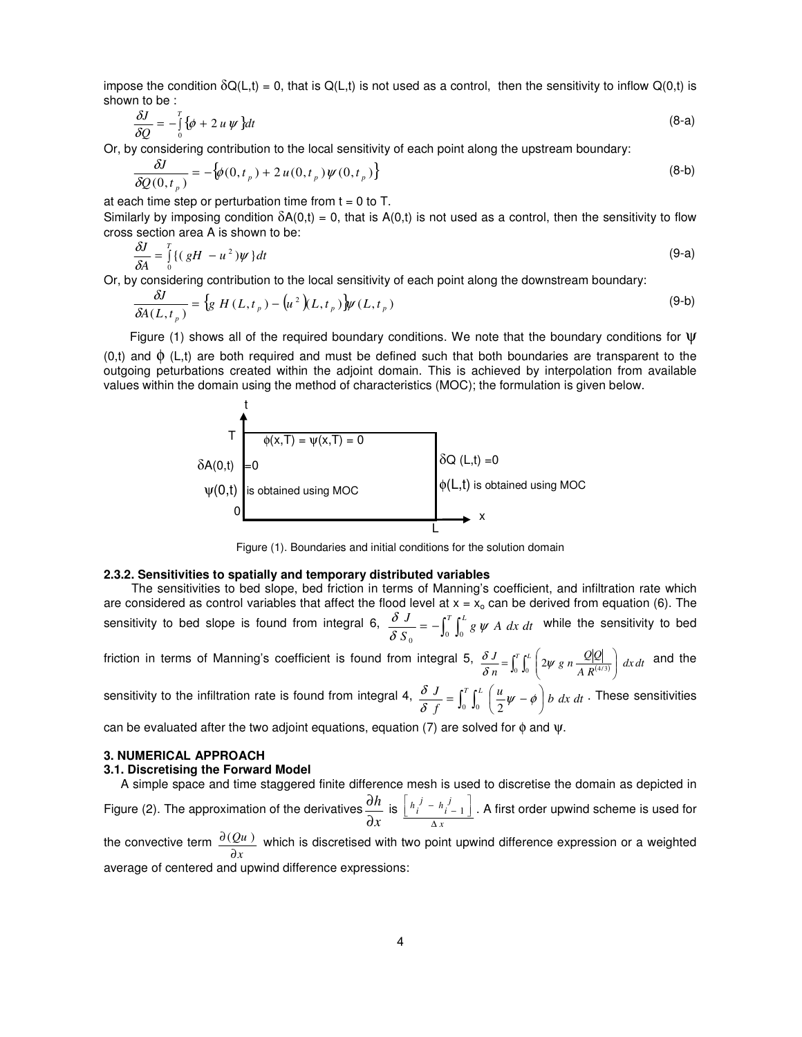impose the condition $\delta Q(L,t) = 0$, that is $Q(L,t)$ is not used as a control, then the sensitivity to inflow $Q(0,t)$ is shown to be :

$$\frac{\delta J}{\delta Q} = -\int_0^T \{\phi + 2\,u\,\psi\}dt \tag{8-a}$$

Or, by considering contribution to the local sensitivity of each point along the upstream boundary:

$$\frac{\delta J}{\delta Q(0,t_p)} = -\{\phi(0,t_p) + 2\,u(0,t_p)\,\psi(0,t_p)\} \tag{8-b}$$

at each time step or perturbation time from t = 0 to T.

Similarly by imposing condition $\delta A(0,t) = 0$, that is $A(0,t)$ is not used as a control, then the sensitivity to flow cross section area A is shown to be:

$$\frac{\delta J}{\delta A} = \int_0^T \{(gH - u^2)\psi\}dt \tag{9-a}$$

Or, by considering contribution to the local sensitivity of each point along the downstream boundary:

$$\frac{\delta J}{\delta A(L,t_p)} = \{g\,H(L,t_p) - (u^2)(L,t_p)\}\psi(L,t_p) \tag{9-b}$$

Figure (1) shows all of the required boundary conditions. We note that the boundary conditions for $\psi(0,t)$ and $\phi(L,t)$ are both required and must be defined such that both boundaries are transparent to the outgoing peturbations created within the adjoint domain. This is achieved by interpolation from available values within the domain using the method of characteristics (MOC); the formulation is given below.

| t | | |
|---|---|---|
| T | $\phi(x,T) = \psi(x,T) = 0$ | |
| $\delta A(0,t) = 0$ | | $\delta Q(L,t) = 0$ |
| $\psi(0,t)$ is obtained using MOC | | $\phi(L,t)$ is obtained using MOC |
| 0 | | L → x |

Figure (1). Boundaries and initial conditions for the solution domain

### 2.3.2. Sensitivities to spatially and temporary distributed variables

The sensitivities to bed slope, bed friction in terms of Manning's coefficient, and infiltration rate which are considered as control variables that affect the flood level at $x = x_o$ can be derived from equation (6). The sensitivity to bed slope is found from integral 6, $\frac{\delta J}{\delta S_0} = -\int_0^T \int_0^L g\,\psi\,A\,dx\,dt$ while the sensitivity to bed friction in terms of Manning's coefficient is found from integral 5, $\frac{\delta J}{\delta n} = \int_0^T \int_0^L \left(2\psi\,g\,n\frac{Q|Q|}{A\,R^{(4/3)}}\right)dx\,dt$ and the sensitivity to the infiltration rate is found from integral 4, $\frac{\delta J}{\delta f} = \int_0^T \int_0^L \left(\frac{u}{2}\psi - \phi\right)b\,dx\,dt$. These sensitivities can be evaluated after the two adjoint equations, equation (7) are solved for $\phi$ and $\psi$.

## 3. NUMERICAL APPROACH

### 3.1. Discretising the Forward Model

A simple space and time staggered finite difference mesh is used to discretise the domain as depicted in Figure (2). The approximation of the derivatives $\frac{\partial h}{\partial x}$ is $\frac{\left[h_i^j - h_{i-1}^j\right]}{\Delta x}$. A first order upwind scheme is used for the convective term $\frac{\partial(Qu)}{\partial x}$ which is discretised with two point upwind difference expression or a weighted average of centered and upwind difference expressions: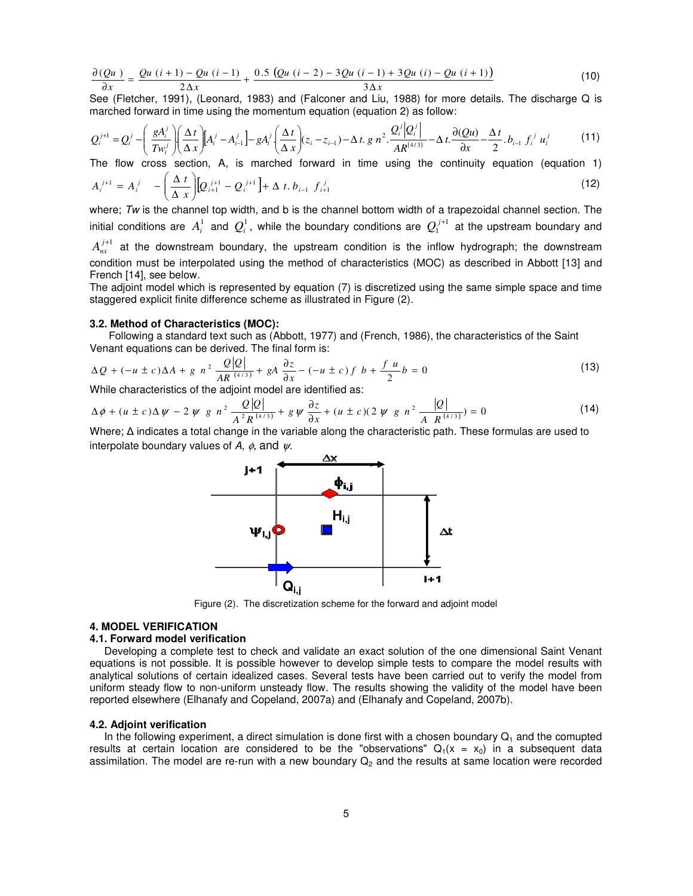$$\frac{\partial (Qu)}{\partial x} = \frac{Qu\ (i+1) - Qu\ (i-1)}{2\Delta x} + \frac{0.5\ \left(Qu\ (i-2) - 3Qu\ (i-1) + 3Qu\ (i) - Qu\ (i+1)\right)}{3\Delta x} \tag{10}$$

See (Fletcher, 1991), (Leonard, 1983) and (Falconer and Liu, 1988) for more details. The discharge Q is marched forward in time using the momentum equation (equation 2) as follow:

$$Q_i^{j+1} = Q_i^j - \left(\frac{gA_i^j}{Tw_i^j}\right)\left(\frac{\Delta t}{\Delta x}\right)\left[A_i^j - A_{i-1}^j\right] - gA_i^j.\left(\frac{\Delta t}{\Delta x}\right)(z_i - z_{i-1}) - \Delta t.\ g\ n^2.\frac{Q_i^j\left|Q_i^j\right|}{AR^{(4/3)}} - \Delta t.\frac{\partial (Qu)}{\partial x} - \frac{\Delta t}{2}.b_{i-1}\ f_i^j\ u_i^j \tag{11}$$

The flow cross section, A, is marched forward in time using the continuity equation (equation 1)

$$A_i^{j+1} = A_i^j \quad - \left(\frac{\Delta\ t}{\Delta\ x}\right)\left[Q_{i+1}^{j+1} - Q_i^{j+1}\right] + \Delta\ t.\ b_{i-1}\ f_{i+1}^j \tag{12}$$

where; *Tw* is the channel top width, and b is the channel bottom width of a trapezoidal channel section. The initial conditions are $A_i^1$ and $Q_i^1$, while the boundary conditions are $Q_1^{j+1}$ at the upstream boundary and $A_{nx}^{j+1}$ at the downstream boundary, the upstream condition is the inflow hydrograph; the downstream condition must be interpolated using the method of characteristics (MOC) as described in Abbott [13] and French [14], see below.

The adjoint model which is represented by equation (7) is discretized using the same simple space and time staggered explicit finite difference scheme as illustrated in Figure (2).

### 3.2. Method of Characteristics (MOC):

Following a standard text such as (Abbott, 1977) and (French, 1986), the characteristics of the Saint Venant equations can be derived. The final form is:

$$\Delta Q + (-u \pm c)\Delta A + g\ n^2\ \frac{Q|Q|}{AR^{(4/3)}} + gA\ \frac{\partial z}{\partial x} - (-u \pm c)\ f\ b + \frac{f\ u}{2}b = 0 \tag{13}$$

While characteristics of the adjoint model are identified as:

$$\Delta \phi + (u \pm c)\Delta \psi - 2\ \psi\ \ g\ n^2\ \frac{Q|Q|}{A^2 R^{(4/3)}} + g\,\psi\ \frac{\partial z}{\partial x} + (u \pm c)(2\ \psi\ \ g\ n^2\ \frac{|Q|}{A\ \ R^{(4/3)}}) = 0 \tag{14}$$

Where; Δ indicates a total change in the variable along the characteristic path. These formulas are used to interpolate boundary values of *A*, $\phi$, and $\psi$.

Figure (2). The discretization scheme for the forward and adjoint model

## 4. MODEL VERIFICATION

### 4.1. Forward model verification

Developing a complete test to check and validate an exact solution of the one dimensional Saint Venant equations is not possible. It is possible however to develop simple tests to compare the model results with analytical solutions of certain idealized cases. Several tests have been carried out to verify the model from uniform steady flow to non-uniform unsteady flow. The results showing the validity of the model have been reported elsewhere (Elhanafy and Copeland, 2007a) and (Elhanafy and Copeland, 2007b).

### 4.2. Adjoint verification

In the following experiment, a direct simulation is done first with a chosen boundary $Q_1$ and the comuted results at certain location are considered to be the "observations" $Q_1(x = x_0)$ in a subsequent data assimilation. The model are re-run with a new boundary $Q_2$ and the results at same location were recorded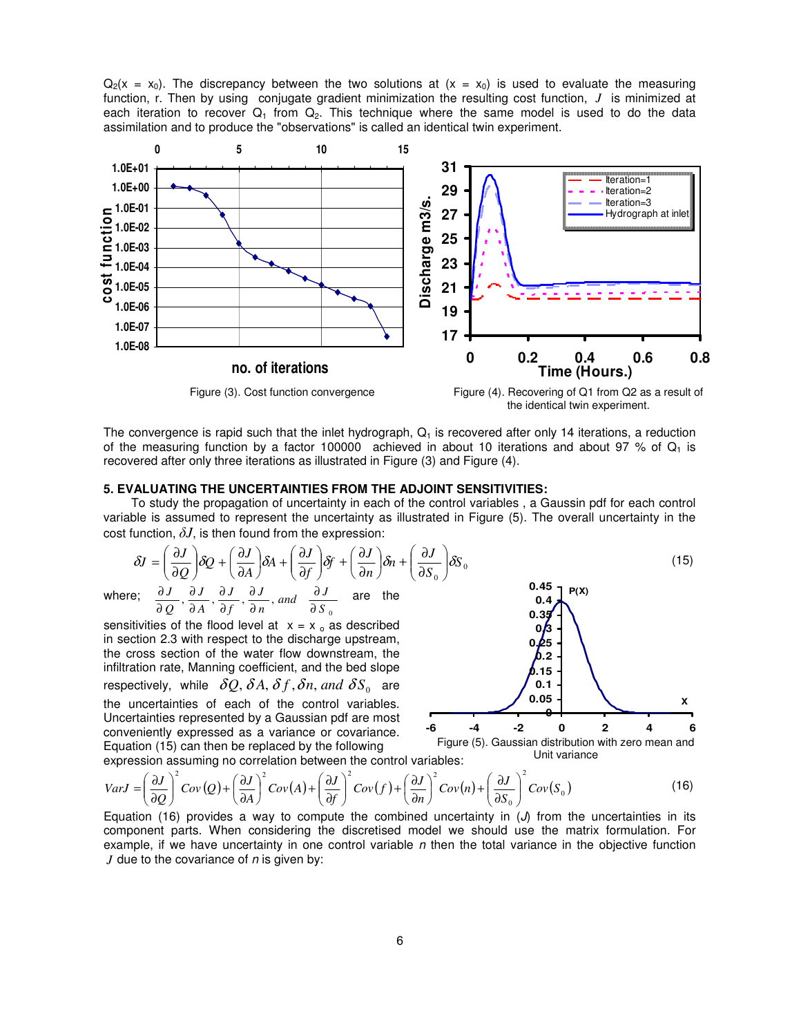$Q_2(x = x_0)$. The discrepancy between the two solutions at $(x = x_0)$ is used to evaluate the measuring function, r. Then by using conjugate gradient minimization the resulting cost function, $J$ is minimized at each iteration to recover $Q_1$ from $Q_2$. This technique where the same model is used to do the data assimilation and to produce the "observations" is called an identical twin experiment.

Figure (3). Cost function convergence

Figure (4). Recovering of Q1 from Q2 as a result of the identical twin experiment.

The convergence is rapid such that the inlet hydrograph, $Q_1$ is recovered after only 14 iterations, a reduction of the measuring function by a factor 100000 achieved in about 10 iterations and about 97 % of $Q_1$ is recovered after only three iterations as illustrated in Figure (3) and Figure (4).

## 5. EVALUATING THE UNCERTAINTIES FROM THE ADJOINT SENSITIVITIES:

To study the propagation of uncertainty in each of the control variables , a Gaussin pdf for each control variable is assumed to represent the uncertainty as illustrated in Figure (5). The overall uncertainty in the cost function, $\delta J$, is then found from the expression:

$$\delta J = \left(\frac{\partial J}{\partial Q}\right)\delta Q + \left(\frac{\partial J}{\partial A}\right)\delta A + \left(\frac{\partial J}{\partial f}\right)\delta f + \left(\frac{\partial J}{\partial n}\right)\delta n + \left(\frac{\partial J}{\partial S_0}\right)\delta S_0 \tag{15}$$

where; $\frac{\partial J}{\partial Q}, \frac{\partial J}{\partial A}, \frac{\partial J}{\partial f}, \frac{\partial J}{\partial n}, and \ \frac{\partial J}{\partial S_0}$ are the sensitivities of the flood level at $x = x_o$ as described in section 2.3 with respect to the discharge upstream, the cross section of the water flow downstream, the infiltration rate, Manning coefficient, and the bed slope respectively, while $\delta Q, \delta A, \delta f, \delta n, and\ \delta S_0$ are the uncertainties of each of the control variables. Uncertainties represented by a Gaussian pdf are most conveniently expressed as a variance or covariance. Equation (15) can then be replaced by the following expression assuming no correlation between the control variables:

Figure (5). Gaussian distribution with zero mean and Unit variance

$$VarJ = \left(\frac{\partial J}{\partial Q}\right)^2 Cov(Q) + \left(\frac{\partial J}{\partial A}\right)^2 Cov(A) + \left(\frac{\partial J}{\partial f}\right)^2 Cov(f) + \left(\frac{\partial J}{\partial n}\right)^2 Cov(n) + \left(\frac{\partial J}{\partial S_0}\right)^2 Cov(S_0) \tag{16}$$

Equation (16) provides a way to compute the combined uncertainty in ($J$) from the uncertainties in its component parts. When considering the discretised model we should use the matrix formulation. For example, if we have uncertainty in one control variable $n$ then the total variance in the objective function $J$ due to the covariance of $n$ is given by: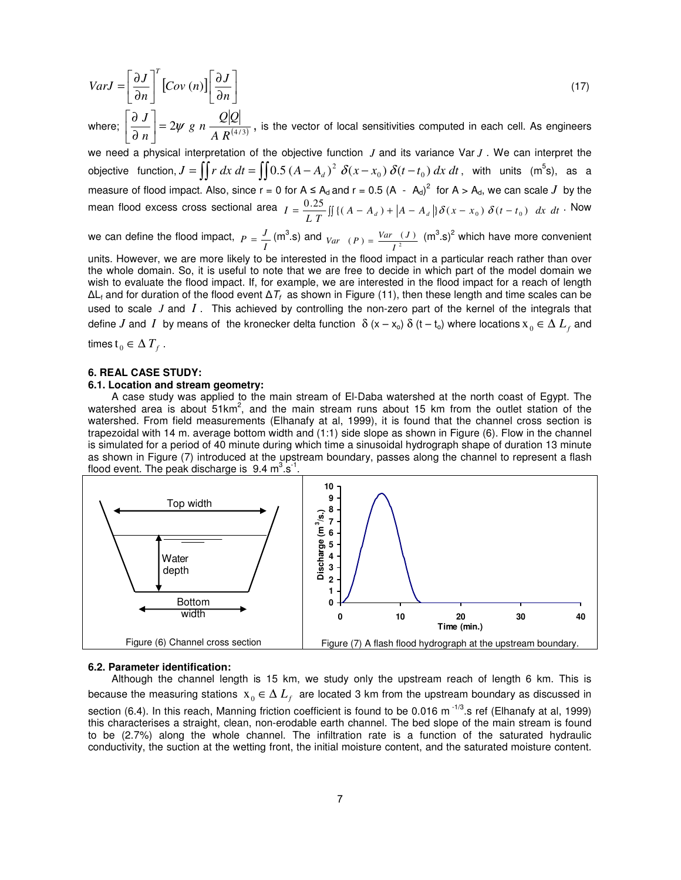$$VarJ = \left[\frac{\partial J}{\partial n}\right]^T \left[Cov\,(n)\right]\left[\frac{\partial J}{\partial n}\right] \tag{17}$$

where; $\left[\dfrac{\partial J}{\partial n}\right] = 2\psi\; g\; n\,\dfrac{Q|Q|}{A\,R^{(4/3)}}$, is the vector of local sensitivities computed in each cell. As engineers we need a physical interpretation of the objective function $J$ and its variance Var $J$. We can interpret the objective function, $J = \iint r\;dx\;dt = \iint 0.5\,(A - A_d)^2\;\delta(x - x_0)\;\delta(t - t_0)\;dx\;dt$, with units ($m^5$s), as a measure of flood impact. Also, since r = 0 for A ≤ $A_d$ and r = 0.5 (A - $A_d$)$^2$ for A > $A_d$, we can scale $J$ by the mean flood excess cross sectional area $I = \dfrac{0.25}{L\,T}\iint\{(A - A_d) + |A - A_d|\}\,\delta(x - x_0)\;\delta(t - t_0)\;\;dx\;dt$. Now we can define the flood impact, $P = \dfrac{J}{I}$ ($m^3$.s) and $Var\;\;(P) = \dfrac{Var\;\;(J)}{I^2}$ ($m^3$.s)$^2$ which have more convenient units. However, we are more likely to be interested in the flood impact in a particular reach rather than over the whole domain. So, it is useful to note that we are free to decide in which part of the model domain we wish to evaluate the flood impact. If, for example, we are interested in the flood impact for a reach of length $\Delta L_f$ and for duration of the flood event $\Delta T_f$ as shown in Figure (11), then these length and time scales can be used to scale $J$ and $I$. This achieved by controlling the non-zero part of the kernel of the integrals that define $J$ and $I$ by means of the kronecker delta function $\delta$ (x – $x_o$) $\delta$ (t – $t_o$) where locations $x_0 \in \Delta\,L_f$ and times $t_0 \in \Delta\,T_f$.

## 6. REAL CASE STUDY:

### 6.1. Location and stream geometry:

A case study was applied to the main stream of El-Daba watershed at the north coast of Egypt. The watershed area is about 51km$^2$, and the main stream runs about 15 km from the outlet station of the watershed. From field measurements (Elhanafy at al, 1999), it is found that the channel cross section is trapezoidal with 14 m. average bottom width and (1:1) side slope as shown in Figure (6). Flow in the channel is simulated for a period of 40 minute during which time a sinusoidal hydrograph shape of duration 13 minute as shown in Figure (7) introduced at the upstream boundary, passes along the channel to represent a flash flood event. The peak discharge is 9.4 m$^3$.s$^{-1}$.

Figure (6) Channel cross section

Figure (7) A flash flood hydrograph at the upstream boundary.

### 6.2. Parameter identification:

Although the channel length is 15 km, we study only the upstream reach of length 6 km. This is because the measuring stations $x_0 \in \Delta\,L_f$ are located 3 km from the upstream boundary as discussed in section (6.4). In this reach, Manning friction coefficient is found to be 0.016 m$^{-1/3}$.s ref (Elhanafy at al, 1999) this characterises a straight, clean, non-erodable earth channel. The bed slope of the main stream is found to be (2.7%) along the whole channel. The infiltration rate is a function of the saturated hydraulic conductivity, the suction at the wetting front, the initial moisture content, and the saturated moisture content.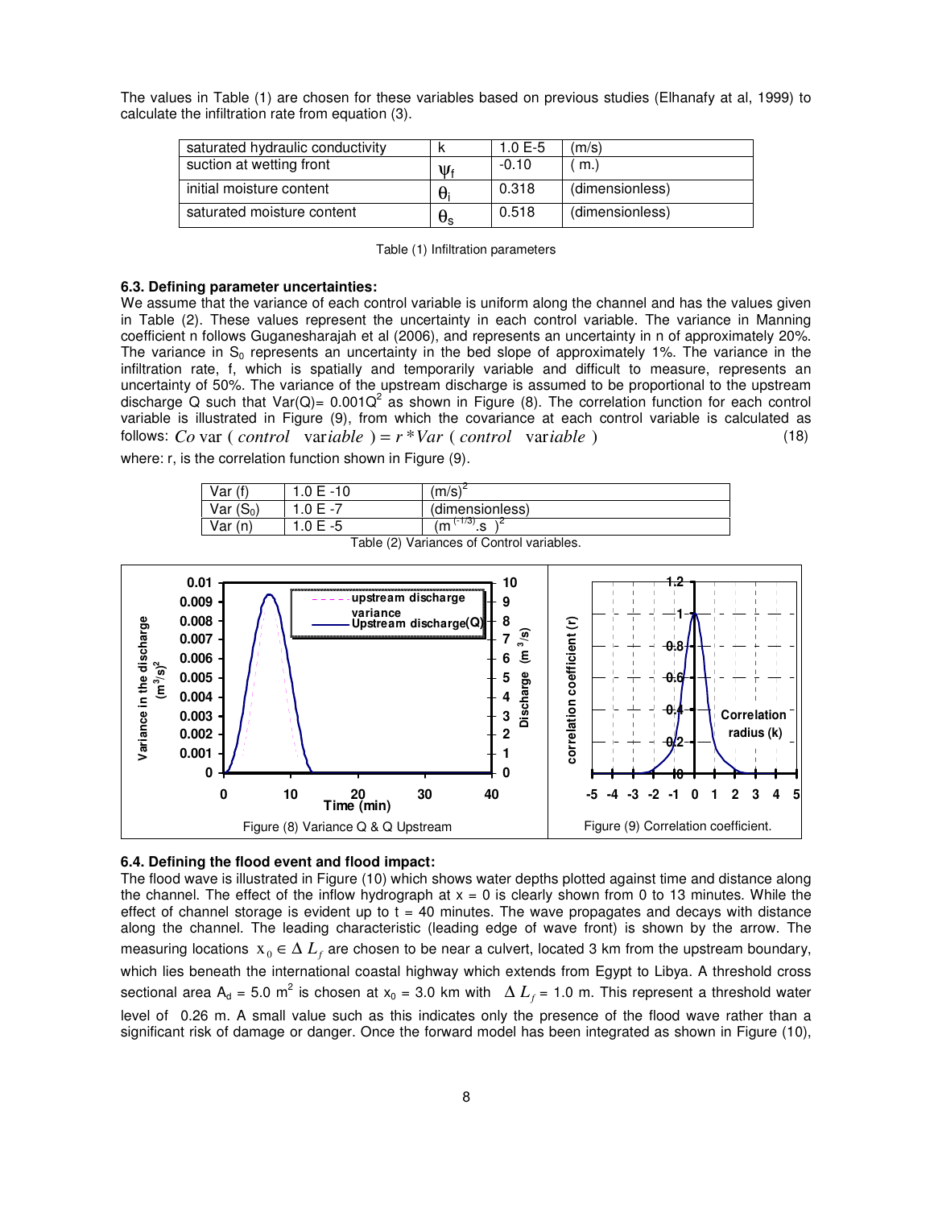The values in Table (1) are chosen for these variables based on previous studies (Elhanafy at al, 1999) to calculate the infiltration rate from equation (3).

| | | | |
|---|---|---|---|
| saturated hydraulic conductivity | k | 1.0 E-5 | (m/s) |
| suction at wetting front | $\psi_f$ | -0.10 | ( m.) |
| initial moisture content | $\theta_i$ | 0.318 | (dimensionless) |
| saturated moisture content | $\theta_s$ | 0.518 | (dimensionless) |

Table (1) Infiltration parameters

### 6.3. Defining parameter uncertainties:

We assume that the variance of each control variable is uniform along the channel and has the values given in Table (2). These values represent the uncertainty in each control variable. The variance in Manning coefficient n follows Guganesharajah et al (2006), and represents an uncertainty in n of approximately 20%. The variance in $S_0$ represents an uncertainty in the bed slope of approximately 1%. The variance in the infiltration rate, f, which is spatially and temporarily variable and difficult to measure, represents an uncertainty of 50%. The variance of the upstream discharge is assumed to be proportional to the upstream discharge Q such that $Var(Q) = 0.001Q^2$ as shown in Figure (8). The correlation function for each control variable is illustrated in Figure (9), from which the covariance at each control variable is calculated as follows: $Co\text{var}(control \ \ variable) = r * Var(control \ \ variable)$ (18)

where: r, is the correlation function shown in Figure (9).

| | | |
|---|---|---|
| Var (f) | 1.0 E -10 | $(m/s)^2$ |
| Var ($S_0$) | 1.0 E -7 | (dimensionless) |
| Var (n) | 1.0 E -5 | $(m^{(-1/3)}.s)^2$ |

Table (2) Variances of Control variables.

Figure (8) Variance Q & Q Upstream

Figure (9) Correlation coefficient.

### 6.4. Defining the flood event and flood impact:

The flood wave is illustrated in Figure (10) which shows water depths plotted against time and distance along the channel. The effect of the inflow hydrograph at x = 0 is clearly shown from 0 to 13 minutes. While the effect of channel storage is evident up to t = 40 minutes. The wave propagates and decays with distance along the channel. The leading characteristic (leading edge of wave front) is shown by the arrow. The measuring locations $x_0 \in \Delta L_f$ are chosen to be near a culvert, located 3 km from the upstream boundary, which lies beneath the international coastal highway which extends from Egypt to Libya. A threshold cross sectional area $A_d$ = 5.0 $m^2$ is chosen at $x_0$ = 3.0 km with $\Delta L_f$ = 1.0 m. This represent a threshold water level of 0.26 m. A small value such as this indicates only the presence of the flood wave rather than a significant risk of damage or danger. Once the forward model has been integrated as shown in Figure (10),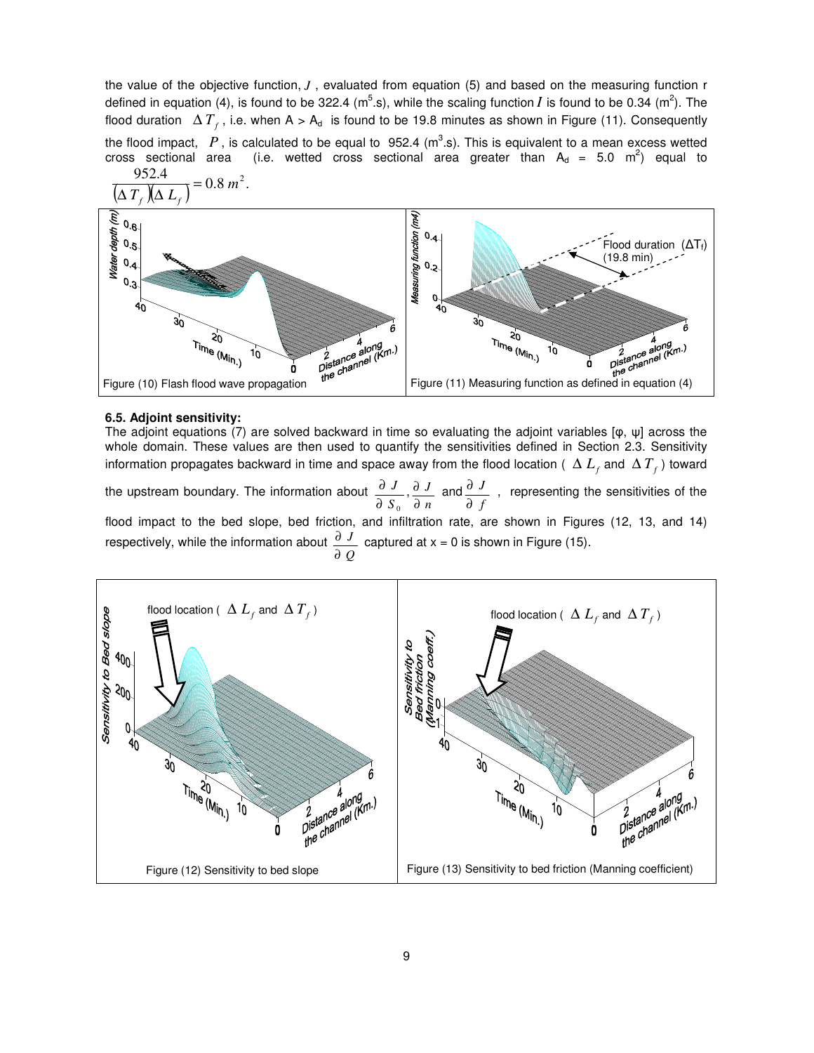the value of the objective function, $J$, evaluated from equation (5) and based on the measuring function r defined in equation (4), is found to be 322.4 ($m^5$.s), while the scaling function $I$ is found to be 0.34 ($m^2$). The flood duration $\Delta T_f$, i.e. when A > $A_d$ is found to be 19.8 minutes as shown in Figure (11). Consequently the flood impact, $P$, is calculated to be equal to 952.4 ($m^3$.s). This is equivalent to a mean excess wetted cross sectional area (i.e. wetted cross sectional area greater than $A_d$ = 5.0 $m^2$) equal to $\frac{952.4}{(\Delta T_f)(\Delta L_f)} = 0.8\, m^2$.

Figure (10) Flash flood wave propagation

Figure (11) Measuring function as defined in equation (4)

### 6.5. Adjoint sensitivity:

The adjoint equations (7) are solved backward in time so evaluating the adjoint variables [φ, ψ] across the whole domain. These values are then used to quantify the sensitivities defined in Section 2.3. Sensitivity information propagates backward in time and space away from the flood location ( $\Delta L_f$ and $\Delta T_f$ ) toward the upstream boundary. The information about $\frac{\partial J}{\partial S_0}, \frac{\partial J}{\partial n}$ and $\frac{\partial J}{\partial f}$, representing the sensitivities of the flood impact to the bed slope, bed friction, and infiltration rate, are shown in Figures (12, 13, and 14) respectively, while the information about $\frac{\partial J}{\partial Q}$ captured at x = 0 is shown in Figure (15).

Figure (12) Sensitivity to bed slope

Figure (13) Sensitivity to bed friction (Manning coefficient)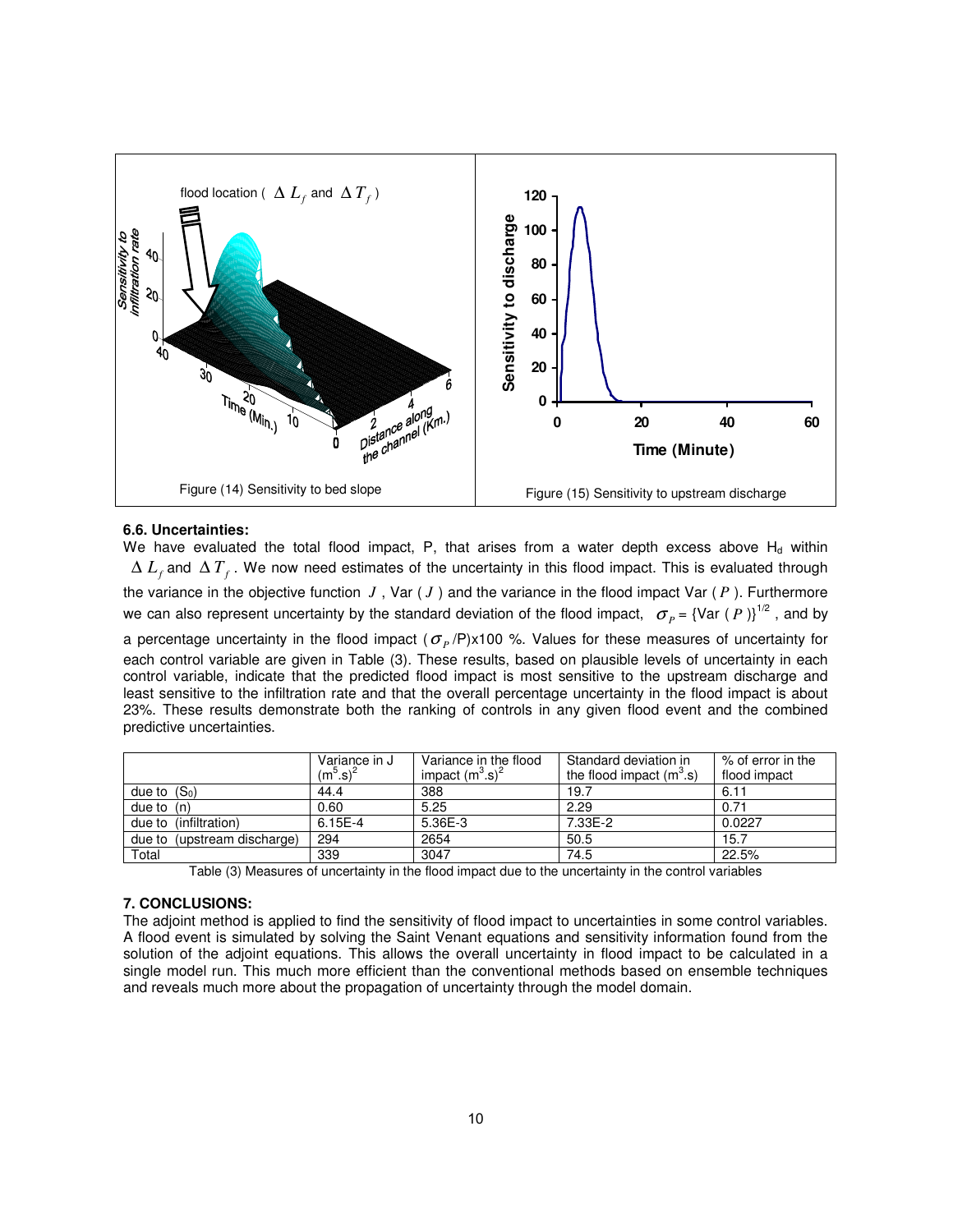Figure (14) Sensitivity to bed slope

Figure (15) Sensitivity to upstream discharge

### 6.6. Uncertainties:

We have evaluated the total flood impact, P, that arises from a water depth excess above $H_d$ within $\Delta L_f$ and $\Delta T_f$. We now need estimates of the uncertainty in this flood impact. This is evaluated through the variance in the objective function $J$, Var ( $J$ ) and the variance in the flood impact Var ( $P$ ). Furthermore we can also represent uncertainty by the standard deviation of the flood impact, $\sigma_P = \{\text{Var}(P)\}^{1/2}$, and by a percentage uncertainty in the flood impact ($\sigma_P$/P)x100 %. Values for these measures of uncertainty for each control variable are given in Table (3). These results, based on plausible levels of uncertainty in each control variable, indicate that the predicted flood impact is most sensitive to the upstream discharge and least sensitive to the infiltration rate and that the overall percentage uncertainty in the flood impact is about 23%. These results demonstrate both the ranking of controls in any given flood event and the combined predictive uncertainties.

| | Variance in J $(m^5.s)^2$ | Variance in the flood impact $(m^3.s)^2$ | Standard deviation in the flood impact $(m^3.s)$ | % of error in the flood impact |
|---|---|---|---|---|
| due to ($S_0$) | 44.4 | 388 | 19.7 | 6.11 |
| due to (n) | 0.60 | 5.25 | 2.29 | 0.71 |
| due to (infiltration) | 6.15E-4 | 5.36E-3 | 7.33E-2 | 0.0227 |
| due to (upstream discharge) | 294 | 2654 | 50.5 | 15.7 |
| Total | 339 | 3047 | 74.5 | 22.5% |

Table (3) Measures of uncertainty in the flood impact due to the uncertainty in the control variables

## 7. CONCLUSIONS:

The adjoint method is applied to find the sensitivity of flood impact to uncertainties in some control variables. A flood event is simulated by solving the Saint Venant equations and sensitivity information found from the solution of the adjoint equations. This allows the overall uncertainty in flood impact to be calculated in a single model run. This much more efficient than the conventional methods based on ensemble techniques and reveals much more about the propagation of uncertainty through the model domain.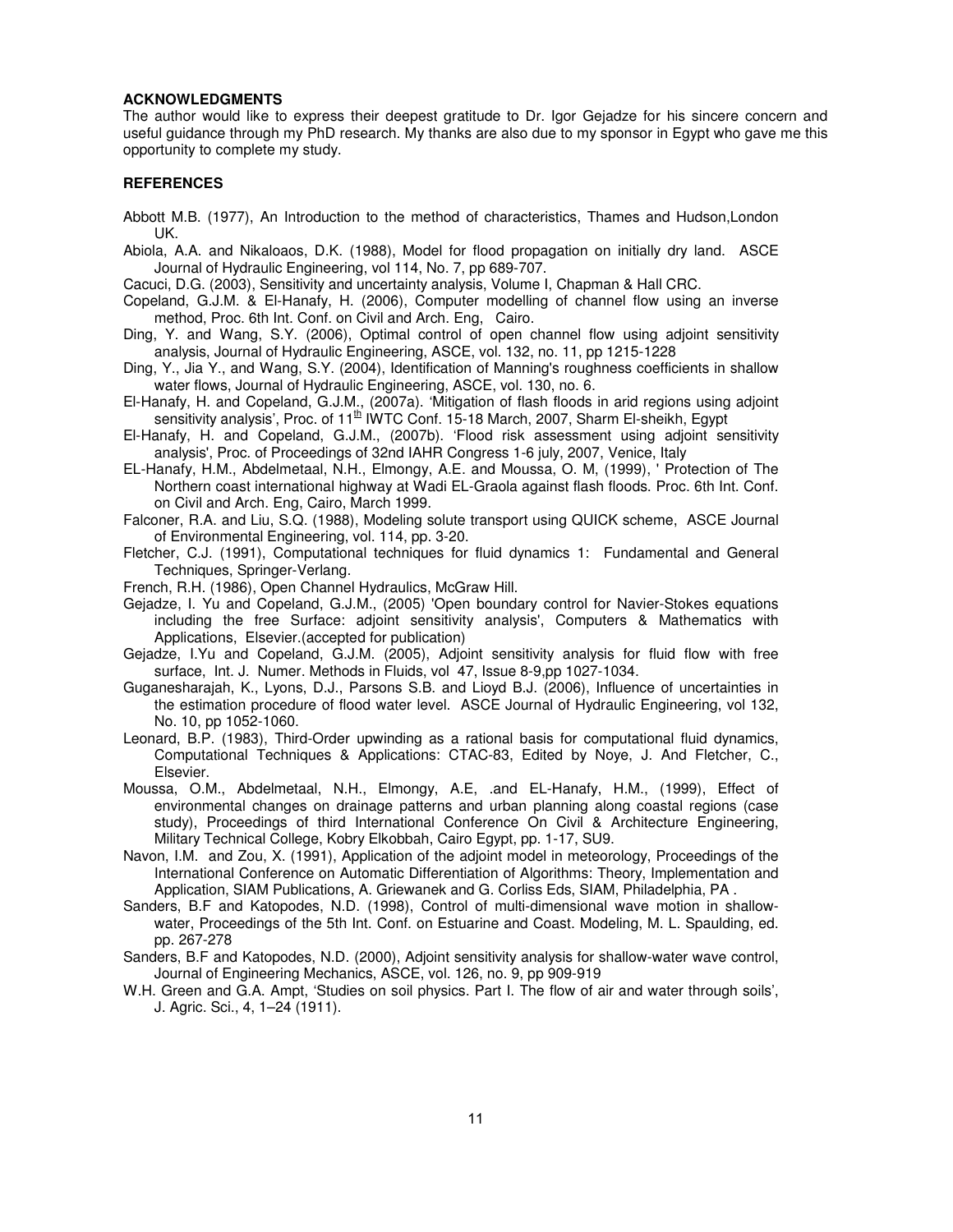**ACKNOWLEDGMENTS**

The author would like to express their deepest gratitude to Dr. Igor Gejadze for his sincere concern and useful guidance through my PhD research. My thanks are also due to my sponsor in Egypt who gave me this opportunity to complete my study.

**REFERENCES**

Abbott M.B. (1977), An Introduction to the method of characteristics, Thames and Hudson,London UK.

Abiola, A.A. and Nikaloaos, D.K. (1988), Model for flood propagation on initially dry land. ASCE Journal of Hydraulic Engineering, vol 114, No. 7, pp 689-707.

Cacuci, D.G. (2003), Sensitivity and uncertainty analysis, Volume I, Chapman & Hall CRC.

Copeland, G.J.M. & El-Hanafy, H. (2006), Computer modelling of channel flow using an inverse method, Proc. 6th Int. Conf. on Civil and Arch. Eng, Cairo.

Ding, Y. and Wang, S.Y. (2006), Optimal control of open channel flow using adjoint sensitivity analysis, Journal of Hydraulic Engineering, ASCE, vol. 132, no. 11, pp 1215-1228

Ding, Y., Jia Y., and Wang, S.Y. (2004), Identification of Manning's roughness coefficients in shallow water flows, Journal of Hydraulic Engineering, ASCE, vol. 130, no. 6.

El-Hanafy, H. and Copeland, G.J.M., (2007a). 'Mitigation of flash floods in arid regions using adjoint sensitivity analysis', Proc. of 11th IWTC Conf. 15-18 March, 2007, Sharm El-sheikh, Egypt

El-Hanafy, H. and Copeland, G.J.M., (2007b). 'Flood risk assessment using adjoint sensitivity analysis', Proc. of Proceedings of 32nd IAHR Congress 1-6 july, 2007, Venice, Italy

EL-Hanafy, H.M., Abdelmetaal, N.H., Elmongy, A.E. and Moussa, O. M, (1999), ' Protection of The Northern coast international highway at Wadi EL-Graola against flash floods. Proc. 6th Int. Conf. on Civil and Arch. Eng, Cairo, March 1999.

Falconer, R.A. and Liu, S.Q. (1988), Modeling solute transport using QUICK scheme, ASCE Journal of Environmental Engineering, vol. 114, pp. 3-20.

Fletcher, C.J. (1991), Computational techniques for fluid dynamics 1: Fundamental and General Techniques, Springer-Verlang.

French, R.H. (1986), Open Channel Hydraulics, McGraw Hill.

Gejadze, I. Yu and Copeland, G.J.M., (2005) 'Open boundary control for Navier-Stokes equations including the free Surface: adjoint sensitivity analysis', Computers & Mathematics with Applications, Elsevier.(accepted for publication)

Gejadze, I.Yu and Copeland, G.J.M. (2005), Adjoint sensitivity analysis for fluid flow with free surface, Int. J. Numer. Methods in Fluids, vol 47, Issue 8-9,pp 1027-1034.

Guganesharajah, K., Lyons, D.J., Parsons S.B. and Lioyd B.J. (2006), Influence of uncertainties in the estimation procedure of flood water level. ASCE Journal of Hydraulic Engineering, vol 132, No. 10, pp 1052-1060.

Leonard, B.P. (1983), Third-Order upwinding as a rational basis for computational fluid dynamics, Computational Techniques & Applications: CTAC-83, Edited by Noye, J. And Fletcher, C., Elsevier.

Moussa, O.M., Abdelmetaal, N.H., Elmongy, A.E, .and EL-Hanafy, H.M., (1999), Effect of environmental changes on drainage patterns and urban planning along coastal regions (case study), Proceedings of third International Conference On Civil & Architecture Engineering, Military Technical College, Kobry Elkobbah, Cairo Egypt, pp. 1-17, SU9.

Navon, I.M. and Zou, X. (1991), Application of the adjoint model in meteorology, Proceedings of the International Conference on Automatic Differentiation of Algorithms: Theory, Implementation and Application, SIAM Publications, A. Griewanek and G. Corliss Eds, SIAM, Philadelphia, PA .

Sanders, B.F and Katopodes, N.D. (1998), Control of multi-dimensional wave motion in shallow-water, Proceedings of the 5th Int. Conf. on Estuarine and Coast. Modeling, M. L. Spaulding, ed. pp. 267-278

Sanders, B.F and Katopodes, N.D. (2000), Adjoint sensitivity analysis for shallow-water wave control, Journal of Engineering Mechanics, ASCE, vol. 126, no. 9, pp 909-919

W.H. Green and G.A. Ampt, 'Studies on soil physics. Part I. The flow of air and water through soils', J. Agric. Sci., 4, 1–24 (1911).